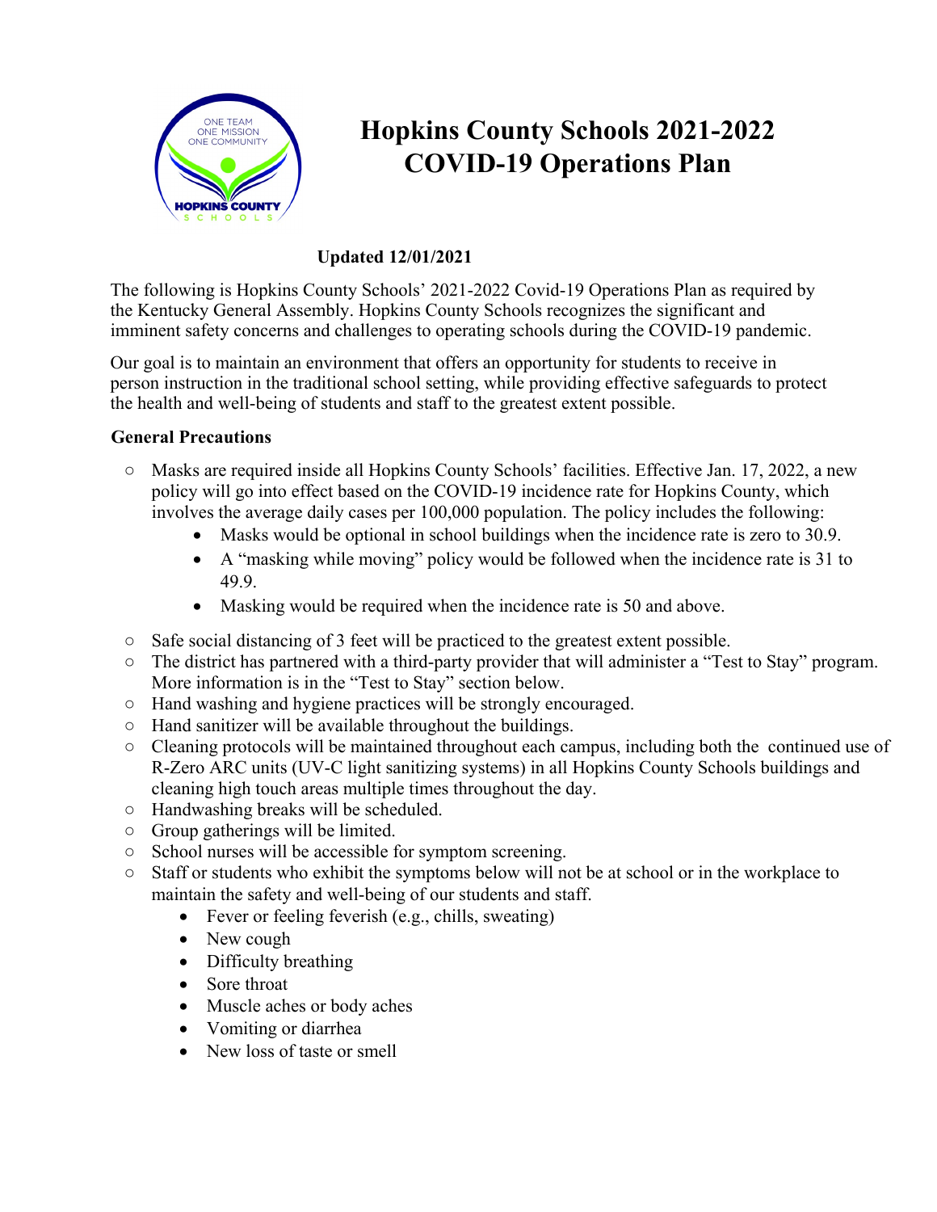# Hopkins County Schools 2021-2022 COVID-19 Operations Plan

**Updated 12/01/2021**

The following is Hopkins County Schools' 2021-2022 Covid-19 Operations Plan as required by the Kentucky General Assembly. Hopkins County Schools recognizes the significant and imminent safety concerns and challenges to operating schools during the COVID-19 pandemic.

Our goal is to maintain an environment that offers an opportunity for students to receive in person instruction in the traditional school setting, while providing effective safeguards to protect the health and well-being of students and staff to the greatest extent possible.

**General Precautions**

- Masks are required inside all Hopkins County Schools' facilities. Effective Jan. 17, 2022, a new policy will go into effect based on the COVID-19 incidence rate for Hopkins County, which involves the average daily cases per 100,000 population. The policy includes the following:
  - Masks would be optional in school buildings when the incidence rate is zero to 30.9.
  - A "masking while moving" policy would be followed when the incidence rate is 31 to 49.9.
  - Masking would be required when the incidence rate is 50 and above.
- Safe social distancing of 3 feet will be practiced to the greatest extent possible.
- The district has partnered with a third-party provider that will administer a "Test to Stay" program. More information is in the "Test to Stay" section below.
- Hand washing and hygiene practices will be strongly encouraged.
- Hand sanitizer will be available throughout the buildings.
- Cleaning protocols will be maintained throughout each campus, including both the continued use of R-Zero ARC units (UV-C light sanitizing systems) in all Hopkins County Schools buildings and cleaning high touch areas multiple times throughout the day.
- Handwashing breaks will be scheduled.
- Group gatherings will be limited.
- School nurses will be accessible for symptom screening.
- Staff or students who exhibit the symptoms below will not be at school or in the workplace to maintain the safety and well-being of our students and staff.
  - Fever or feeling feverish (e.g., chills, sweating)
  - New cough
  - Difficulty breathing
  - Sore throat
  - Muscle aches or body aches
  - Vomiting or diarrhea
  - New loss of taste or smell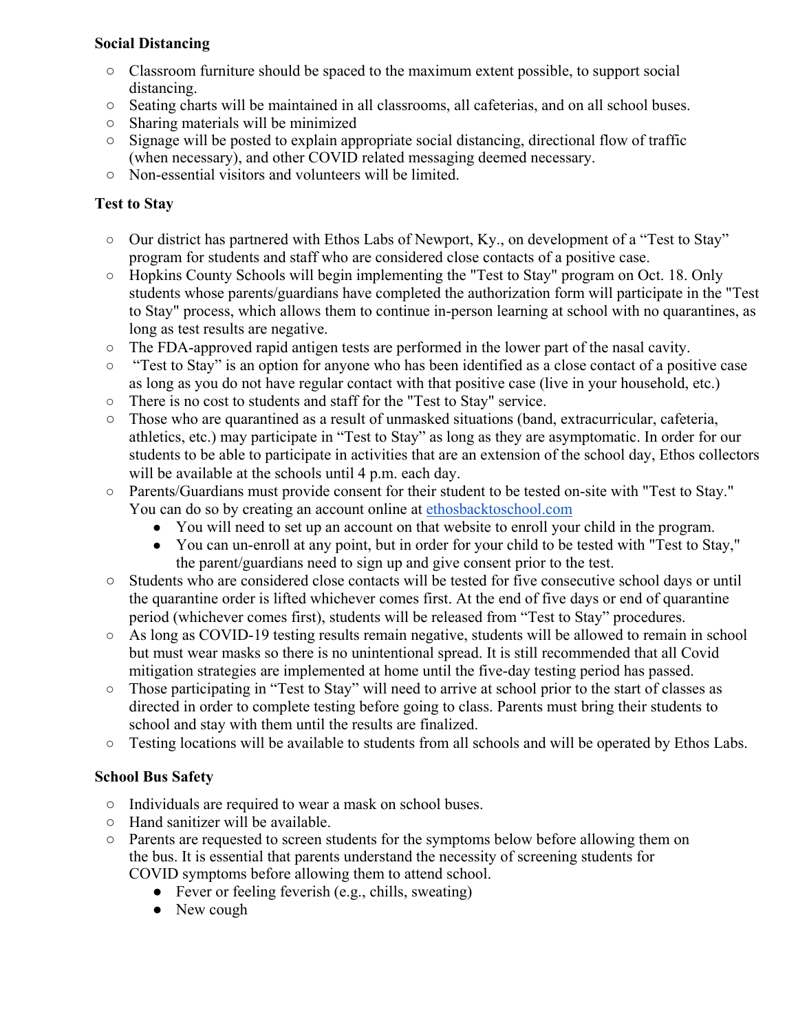**Social Distancing**

- Classroom furniture should be spaced to the maximum extent possible, to support social distancing.
- Seating charts will be maintained in all classrooms, all cafeterias, and on all school buses.
- Sharing materials will be minimized
- Signage will be posted to explain appropriate social distancing, directional flow of traffic (when necessary), and other COVID related messaging deemed necessary.
- Non-essential visitors and volunteers will be limited.

**Test to Stay**

- Our district has partnered with Ethos Labs of Newport, Ky., on development of a "Test to Stay" program for students and staff who are considered close contacts of a positive case.
- Hopkins County Schools will begin implementing the "Test to Stay" program on Oct. 18. Only students whose parents/guardians have completed the authorization form will participate in the "Test to Stay" process, which allows them to continue in-person learning at school with no quarantines, as long as test results are negative.
- The FDA-approved rapid antigen tests are performed in the lower part of the nasal cavity.
- "Test to Stay" is an option for anyone who has been identified as a close contact of a positive case as long as you do not have regular contact with that positive case (live in your household, etc.)
- There is no cost to students and staff for the "Test to Stay" service.
- Those who are quarantined as a result of unmasked situations (band, extracurricular, cafeteria, athletics, etc.) may participate in "Test to Stay" as long as they are asymptomatic. In order for our students to be able to participate in activities that are an extension of the school day, Ethos collectors will be available at the schools until 4 p.m. each day.
- Parents/Guardians must provide consent for their student to be tested on-site with "Test to Stay." You can do so by creating an account online at [ethosbacktoschool.com](ethosbacktoschool.com)
    - You will need to set up an account on that website to enroll your child in the program.
    - You can un-enroll at any point, but in order for your child to be tested with "Test to Stay," the parent/guardians need to sign up and give consent prior to the test.
- Students who are considered close contacts will be tested for five consecutive school days or until the quarantine order is lifted whichever comes first. At the end of five days or end of quarantine period (whichever comes first), students will be released from "Test to Stay" procedures.
- As long as COVID-19 testing results remain negative, students will be allowed to remain in school but must wear masks so there is no unintentional spread. It is still recommended that all Covid mitigation strategies are implemented at home until the five-day testing period has passed.
- Those participating in "Test to Stay" will need to arrive at school prior to the start of classes as directed in order to complete testing before going to class. Parents must bring their students to school and stay with them until the results are finalized.
- Testing locations will be available to students from all schools and will be operated by Ethos Labs.

**School Bus Safety**

- Individuals are required to wear a mask on school buses.
- Hand sanitizer will be available.
- Parents are requested to screen students for the symptoms below before allowing them on the bus. It is essential that parents understand the necessity of screening students for COVID symptoms before allowing them to attend school.
    - Fever or feeling feverish (e.g., chills, sweating)
    - New cough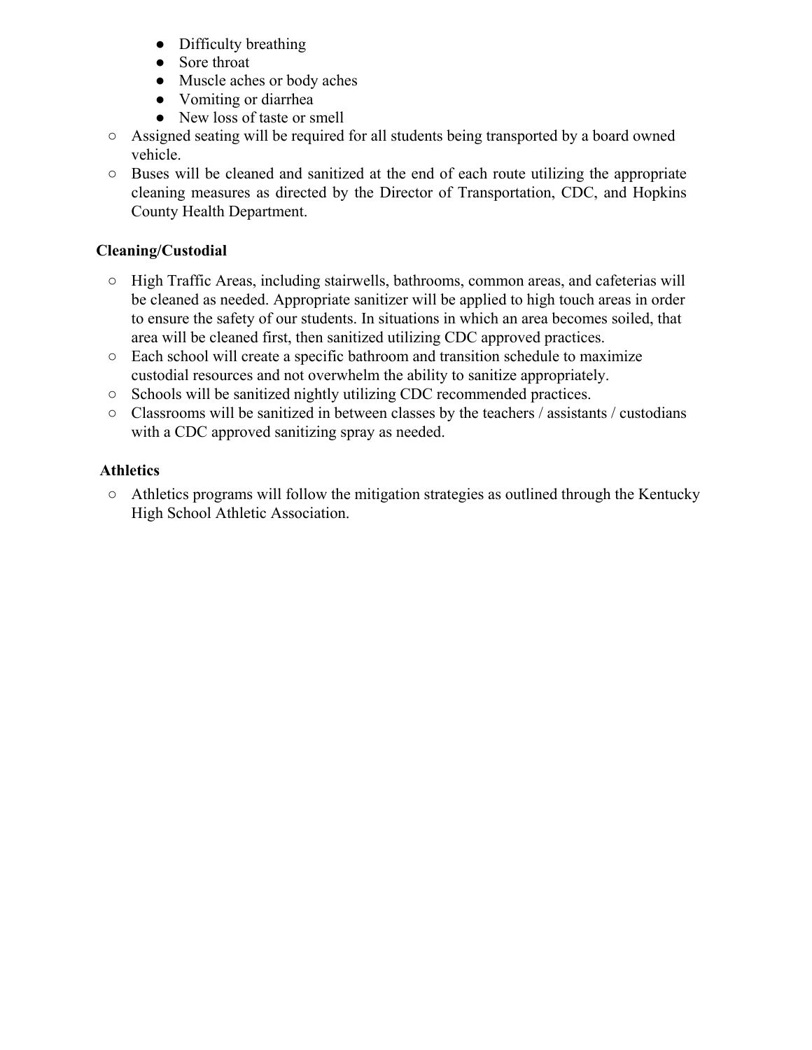- Difficulty breathing
    - Sore throat
    - Muscle aches or body aches
    - Vomiting or diarrhea
    - New loss of taste or smell
- Assigned seating will be required for all students being transported by a board owned vehicle.
- Buses will be cleaned and sanitized at the end of each route utilizing the appropriate cleaning measures as directed by the Director of Transportation, CDC, and Hopkins County Health Department.

**Cleaning/Custodial**

- High Traffic Areas, including stairwells, bathrooms, common areas, and cafeterias will be cleaned as needed. Appropriate sanitizer will be applied to high touch areas in order to ensure the safety of our students. In situations in which an area becomes soiled, that area will be cleaned first, then sanitized utilizing CDC approved practices.
- Each school will create a specific bathroom and transition schedule to maximize custodial resources and not overwhelm the ability to sanitize appropriately.
- Schools will be sanitized nightly utilizing CDC recommended practices.
- Classrooms will be sanitized in between classes by the teachers / assistants / custodians with a CDC approved sanitizing spray as needed.

**Athletics**

- Athletics programs will follow the mitigation strategies as outlined through the Kentucky High School Athletic Association.